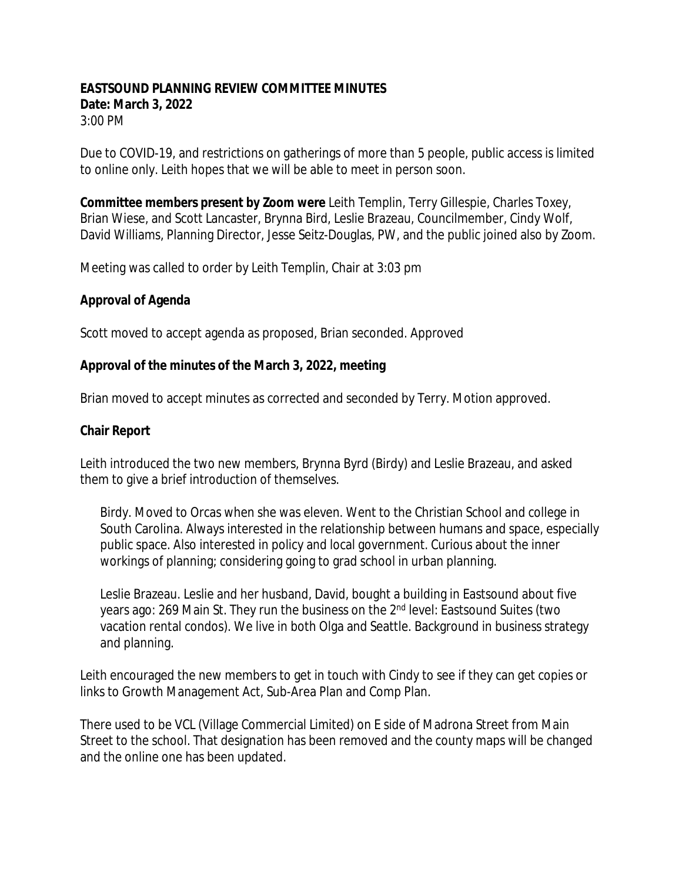**EASTSOUND PLANNING REVIEW COMMITTEE MINUTES**
**Date: March 3, 2022**
3:00 PM

Due to COVID-19, and restrictions on gatherings of more than 5 people, public access is limited to online only. Leith hopes that we will be able to meet in person soon.

**Committee members present by Zoom were** Leith Templin, Terry Gillespie, Charles Toxey, Brian Wiese, and Scott Lancaster, Brynna Bird, Leslie Brazeau, Councilmember, Cindy Wolf, David Williams, Planning Director, Jesse Seitz-Douglas, PW, and the public joined also by Zoom.

Meeting was called to order by Leith Templin, Chair at 3:03 pm

**Approval of Agenda**

Scott moved to accept agenda as proposed, Brian seconded. Approved

**Approval of the minutes of the March 3, 2022, meeting**

Brian moved to accept minutes as corrected and seconded by Terry. Motion approved.

**Chair Report**

Leith introduced the two new members, Brynna Byrd (Birdy) and Leslie Brazeau, and asked them to give a brief introduction of themselves.

> Birdy. Moved to Orcas when she was eleven. Went to the Christian School and college in South Carolina. Always interested in the relationship between humans and space, especially public space. Also interested in policy and local government. Curious about the inner workings of planning; considering going to grad school in urban planning.
>
> Leslie Brazeau. Leslie and her husband, David, bought a building in Eastsound about five years ago: 269 Main St. They run the business on the 2nd level: Eastsound Suites (two vacation rental condos). We live in both Olga and Seattle. Background in business strategy and planning.

Leith encouraged the new members to get in touch with Cindy to see if they can get copies or links to Growth Management Act, Sub-Area Plan and Comp Plan.

There used to be VCL (Village Commercial Limited) on E side of Madrona Street from Main Street to the school. That designation has been removed and the county maps will be changed and the online one has been updated.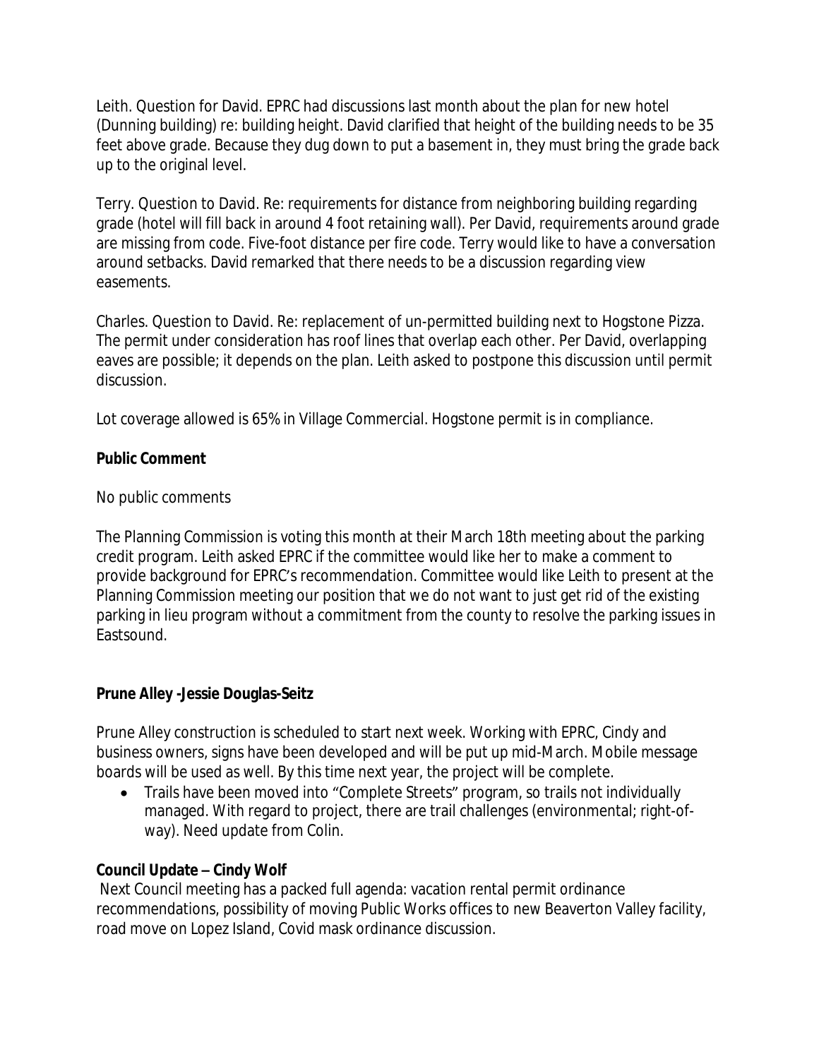Leith. Question for David. EPRC had discussions last month about the plan for new hotel (Dunning building) re: building height. David clarified that height of the building needs to be 35 feet above grade. Because they dug down to put a basement in, they must bring the grade back up to the original level.

Terry. Question to David. Re: requirements for distance from neighboring building regarding grade (hotel will fill back in around 4 foot retaining wall). Per David, requirements around grade are missing from code. Five-foot distance per fire code. Terry would like to have a conversation around setbacks. David remarked that there needs to be a discussion regarding view easements.

Charles. Question to David. Re: replacement of un-permitted building next to Hogstone Pizza. The permit under consideration has roof lines that overlap each other. Per David, overlapping eaves are possible; it depends on the plan. Leith asked to postpone this discussion until permit discussion.

Lot coverage allowed is 65% in Village Commercial. Hogstone permit is in compliance.

**Public Comment**

No public comments

The Planning Commission is voting this month at their March 18th meeting about the parking credit program. Leith asked EPRC if the committee would like her to make a comment to provide background for EPRC's recommendation. Committee would like Leith to present at the Planning Commission meeting our position that we do not want to just get rid of the existing parking in lieu program without a commitment from the county to resolve the parking issues in Eastsound.

**Prune Alley -Jessie Douglas-Seitz**

Prune Alley construction is scheduled to start next week. Working with EPRC, Cindy and business owners, signs have been developed and will be put up mid-March. Mobile message boards will be used as well. By this time next year, the project will be complete.

- Trails have been moved into "Complete Streets" program, so trails not individually managed. With regard to project, there are trail challenges (environmental; right-of-way). Need update from Colin.

**Council Update – Cindy Wolf**

Next Council meeting has a packed full agenda: vacation rental permit ordinance recommendations, possibility of moving Public Works offices to new Beaverton Valley facility, road move on Lopez Island, Covid mask ordinance discussion.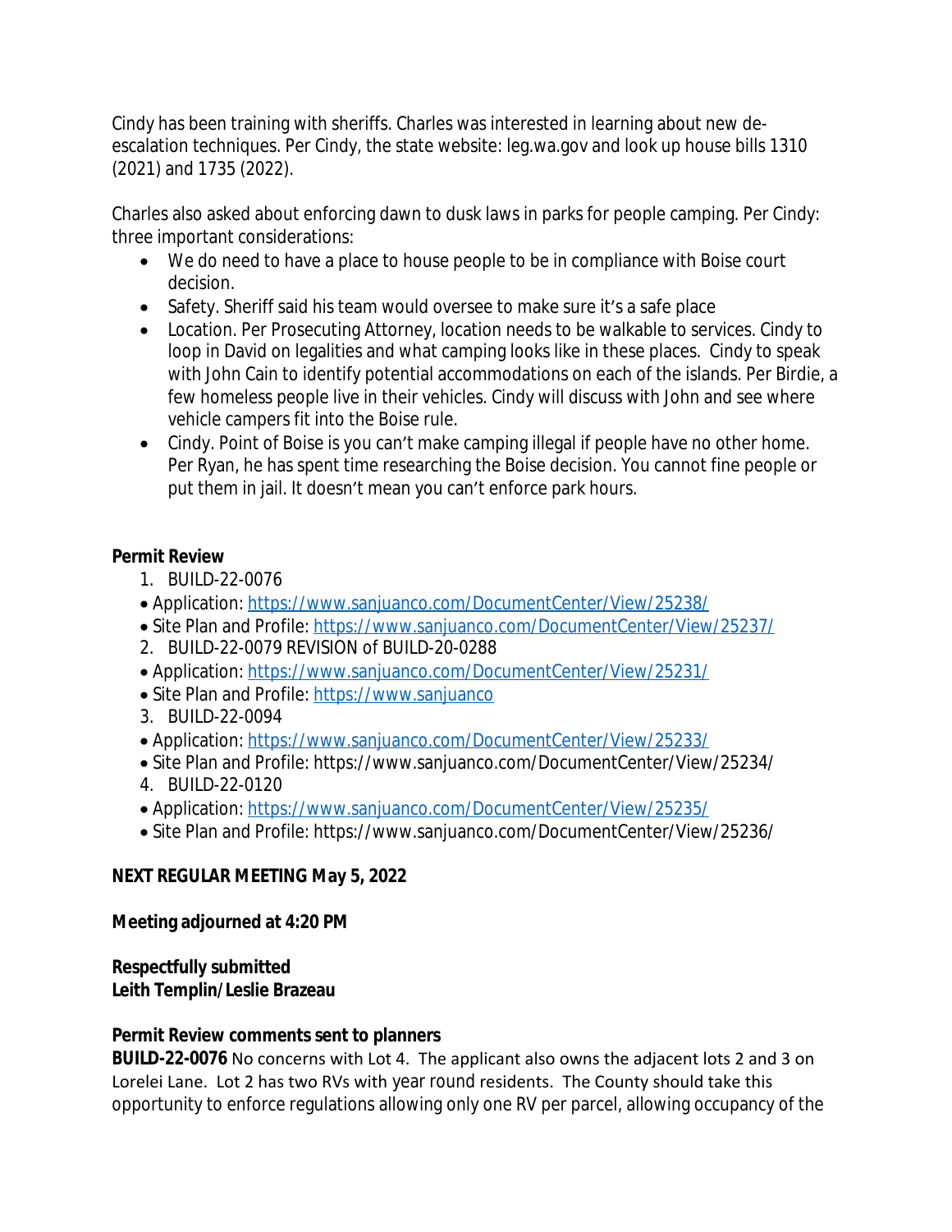Cindy has been training with sheriffs. Charles was interested in learning about new de-escalation techniques. Per Cindy, the state website: leg.wa.gov and look up house bills 1310 (2021) and 1735 (2022).

Charles also asked about enforcing dawn to dusk laws in parks for people camping. Per Cindy: three important considerations:

- We do need to have a place to house people to be in compliance with Boise court decision.
- Safety. Sheriff said his team would oversee to make sure it's a safe place
- Location. Per Prosecuting Attorney, location needs to be walkable to services. Cindy to loop in David on legalities and what camping looks like in these places. Cindy to speak with John Cain to identify potential accommodations on each of the islands. Per Birdie, a few homeless people live in their vehicles. Cindy will discuss with John and see where vehicle campers fit into the Boise rule.
- Cindy. Point of Boise is you can't make camping illegal if people have no other home. Per Ryan, he has spent time researching the Boise decision. You cannot fine people or put them in jail. It doesn't mean you can't enforce park hours.

**Permit Review**

1. BUILD-22-0076
   - Application: https://www.sanjuanco.com/DocumentCenter/View/25238/
   - Site Plan and Profile: https://www.sanjuanco.com/DocumentCenter/View/25237/
2. BUILD-22-0079 REVISION of BUILD-20-0288
   - Application: https://www.sanjuanco.com/DocumentCenter/View/25231/
   - Site Plan and Profile: https://www.sanjuanco
3. BUILD-22-0094
   - Application: https://www.sanjuanco.com/DocumentCenter/View/25233/
   - Site Plan and Profile: https://www.sanjuanco.com/DocumentCenter/View/25234/
4. BUILD-22-0120
   - Application: https://www.sanjuanco.com/DocumentCenter/View/25235/
   - Site Plan and Profile: https://www.sanjuanco.com/DocumentCenter/View/25236/

**NEXT REGULAR MEETING May 5, 2022**

**Meeting adjourned at 4:20 PM**

**Respectfully submitted**
**Leith Templin/Leslie Brazeau**

**Permit Review comments sent to planners**

**BUILD-22-0076** No concerns with Lot 4. The applicant also owns the adjacent lots 2 and 3 on Lorelei Lane. Lot 2 has two RVs with year round residents. The County should take this opportunity to enforce regulations allowing only one RV per parcel, allowing occupancy of the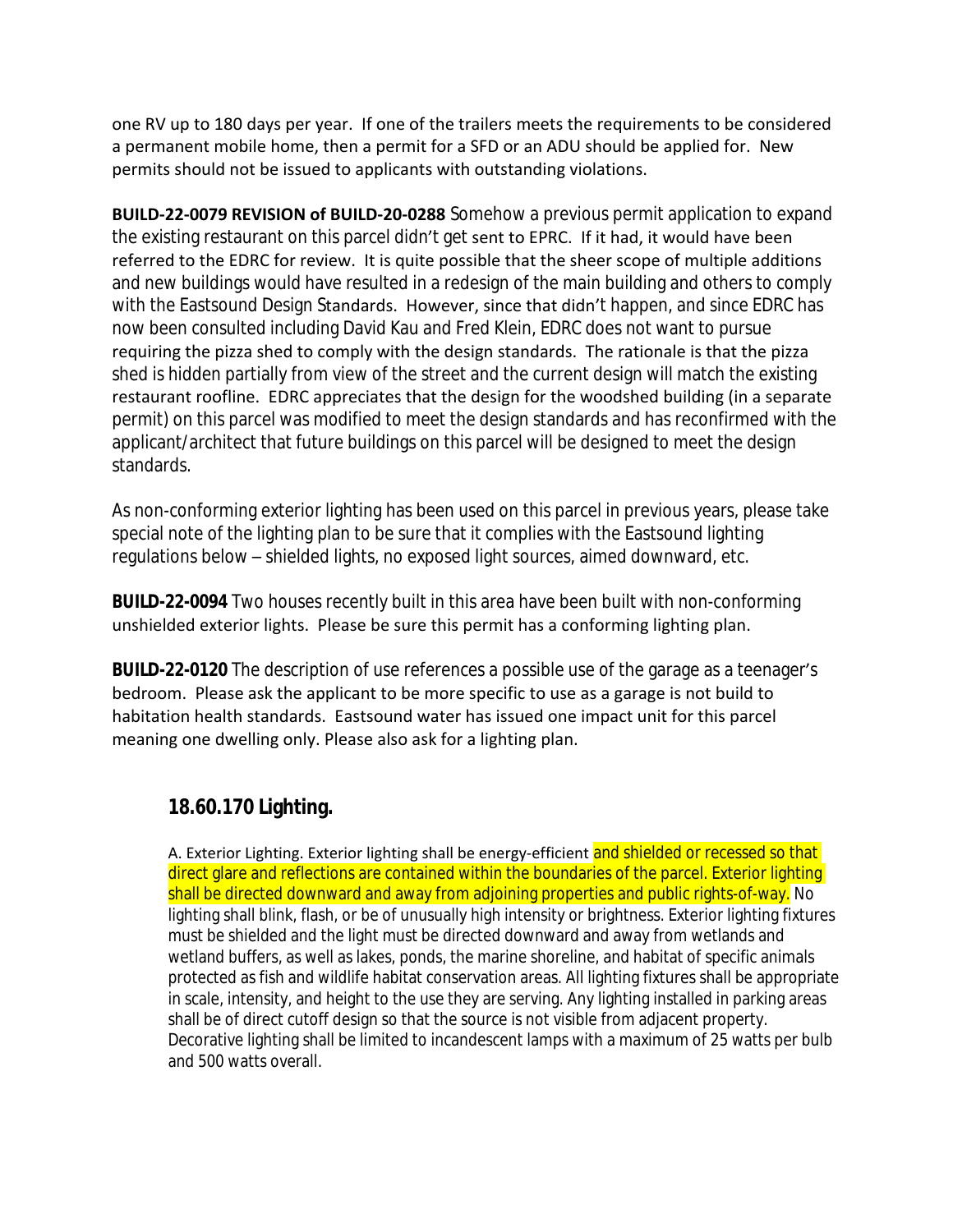one RV up to 180 days per year. If one of the trailers meets the requirements to be considered a permanent mobile home, then a permit for a SFD or an ADU should be applied for. New permits should not be issued to applicants with outstanding violations.

**BUILD-22-0079 REVISION of BUILD-20-0288** Somehow a previous permit application to expand the existing restaurant on this parcel didn't get sent to EPRC. If it had, it would have been referred to the EDRC for review. It is quite possible that the sheer scope of multiple additions and new buildings would have resulted in a redesign of the main building and others to comply with the Eastsound Design Standards. However, since that didn't happen, and since EDRC has now been consulted including David Kau and Fred Klein, EDRC does not want to pursue requiring the pizza shed to comply with the design standards. The rationale is that the pizza shed is hidden partially from view of the street and the current design will match the existing restaurant roofline. EDRC appreciates that the design for the woodshed building (in a separate permit) on this parcel was modified to meet the design standards and has reconfirmed with the applicant/architect that future buildings on this parcel will be designed to meet the design standards.

As non-conforming exterior lighting has been used on this parcel in previous years, please take special note of the lighting plan to be sure that it complies with the Eastsound lighting regulations below – shielded lights, no exposed light sources, aimed downward, etc.

**BUILD-22-0094** Two houses recently built in this area have been built with non-conforming unshielded exterior lights. Please be sure this permit has a conforming lighting plan.

**BUILD-22-0120** The description of use references a possible use of the garage as a teenager's bedroom. Please ask the applicant to be more specific to use as a garage is not build to habitation health standards. Eastsound water has issued one impact unit for this parcel meaning one dwelling only. Please also ask for a lighting plan.

## 18.60.170 Lighting.

A. Exterior Lighting. Exterior lighting shall be energy-efficient and shielded or recessed so that direct glare and reflections are contained within the boundaries of the parcel. Exterior lighting shall be directed downward and away from adjoining properties and public rights-of-way. No lighting shall blink, flash, or be of unusually high intensity or brightness. Exterior lighting fixtures must be shielded and the light must be directed downward and away from wetlands and wetland buffers, as well as lakes, ponds, the marine shoreline, and habitat of specific animals protected as fish and wildlife habitat conservation areas. All lighting fixtures shall be appropriate in scale, intensity, and height to the use they are serving. Any lighting installed in parking areas shall be of direct cutoff design so that the source is not visible from adjacent property. Decorative lighting shall be limited to incandescent lamps with a maximum of 25 watts per bulb and 500 watts overall.